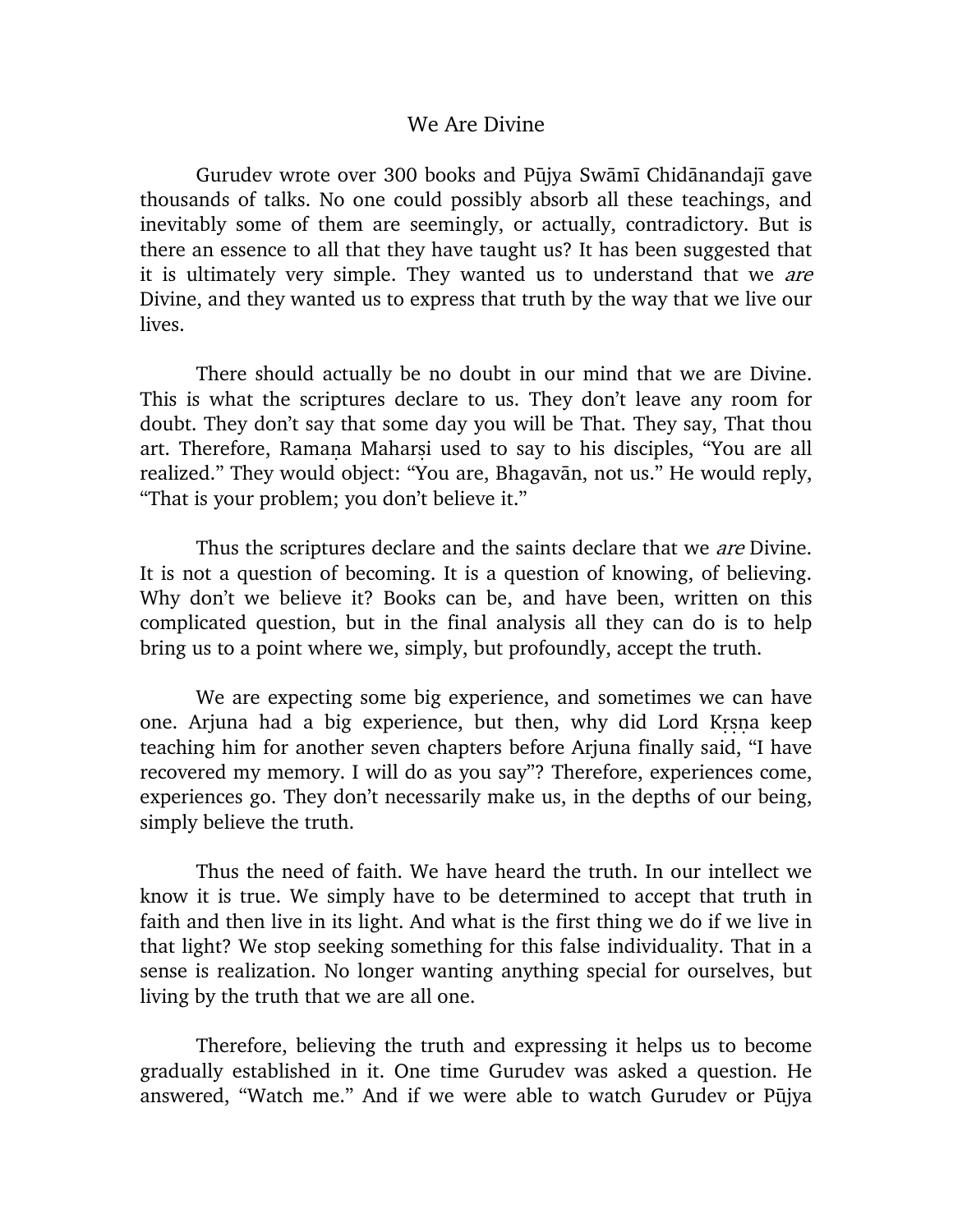# We Are Divine

Gurudev wrote over 300 books and Pūjya Swāmī Chidānandajī gave thousands of talks. No one could possibly absorb all these teachings, and inevitably some of them are seemingly, or actually, contradictory. But is there an essence to all that they have taught us? It has been suggested that it is ultimately very simple. They wanted us to understand that we *are* Divine, and they wanted us to express that truth by the way that we live our lives.

There should actually be no doubt in our mind that we are Divine. This is what the scriptures declare to us. They don't leave any room for doubt. They don't say that some day you will be That. They say, That thou art. Therefore, Ramaṇa Maharṣi used to say to his disciples, "You are all realized." They would object: "You are, Bhagavān, not us." He would reply, "That is your problem; you don't believe it."

Thus the scriptures declare and the saints declare that we *are* Divine. It is not a question of becoming. It is a question of knowing, of believing. Why don't we believe it? Books can be, and have been, written on this complicated question, but in the final analysis all they can do is to help bring us to a point where we, simply, but profoundly, accept the truth.

We are expecting some big experience, and sometimes we can have one. Arjuna had a big experience, but then, why did Lord Kṛṣṇa keep teaching him for another seven chapters before Arjuna finally said, "I have recovered my memory. I will do as you say"? Therefore, experiences come, experiences go. They don't necessarily make us, in the depths of our being, simply believe the truth.

Thus the need of faith. We have heard the truth. In our intellect we know it is true. We simply have to be determined to accept that truth in faith and then live in its light. And what is the first thing we do if we live in that light? We stop seeking something for this false individuality. That in a sense is realization. No longer wanting anything special for ourselves, but living by the truth that we are all one.

Therefore, believing the truth and expressing it helps us to become gradually established in it. One time Gurudev was asked a question. He answered, "Watch me." And if we were able to watch Gurudev or Pūjya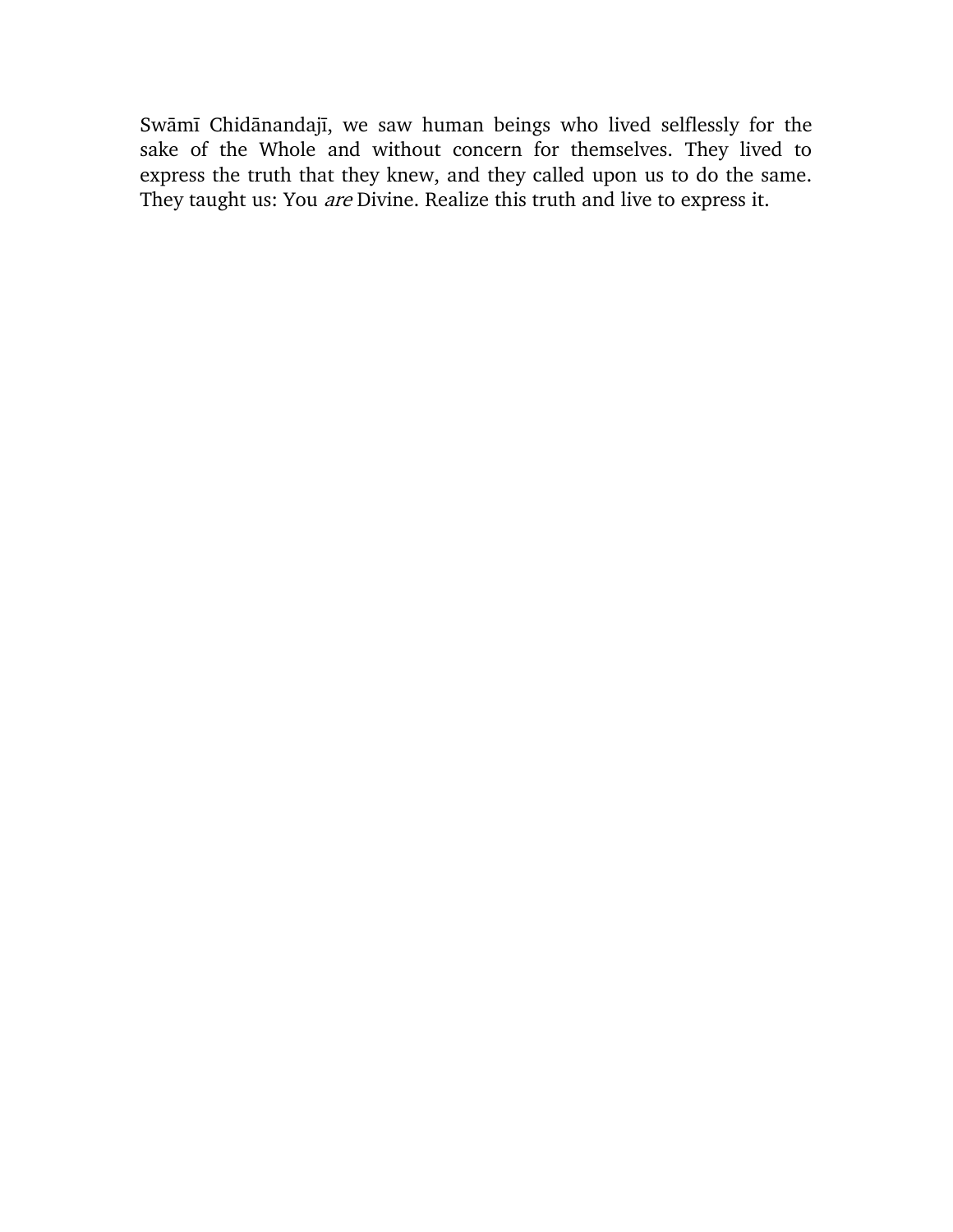Swāmī Chidānandajī, we saw human beings who lived selflessly for the sake of the Whole and without concern for themselves. They lived to express the truth that they knew, and they called upon us to do the same. They taught us: You *are* Divine. Realize this truth and live to express it.